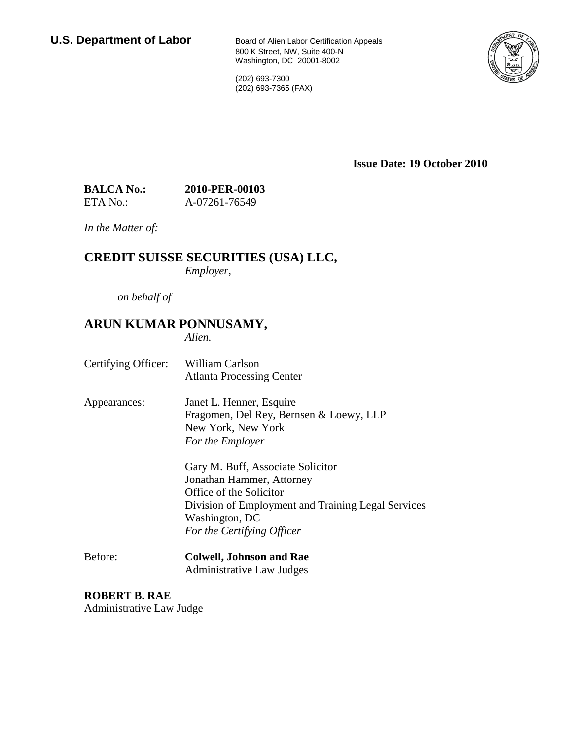**U.S. Department of Labor**

Board of Alien Labor Certification Appeals
800 K Street, NW, Suite 400-N
Washington, DC 20001-8002

(202) 693-7300
(202) 693-7365 (FAX)

**Issue Date: 19 October 2010**

**BALCA No.:** **2010-PER-00103**
ETA No.: A-07261-76549

*In the Matter of:*

**CREDIT SUISSE SECURITIES (USA) LLC,**
*Employer,*

*on behalf of*

**ARUN KUMAR PONNUSAMY,**
*Alien.*

Certifying Officer: William Carlson
Atlanta Processing Center

Appearances: Janet L. Henner, Esquire
Fragomen, Del Rey, Bernsen & Loewy, LLP
New York, New York
*For the Employer*

Gary M. Buff, Associate Solicitor
Jonathan Hammer, Attorney
Office of the Solicitor
Division of Employment and Training Legal Services
Washington, DC
*For the Certifying Officer*

Before: **Colwell, Johnson and Rae**
Administrative Law Judges

**ROBERT B. RAE**
Administrative Law Judge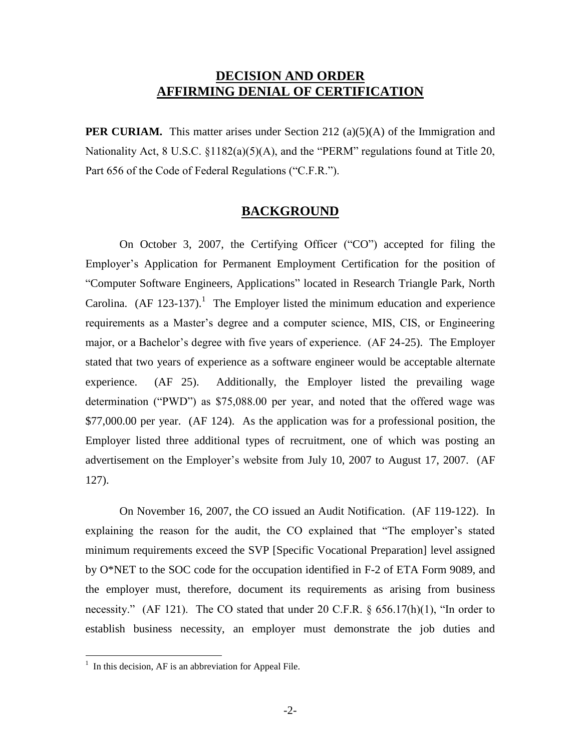## DECISION AND ORDER
## AFFIRMING DENIAL OF CERTIFICATION

**PER CURIAM.** This matter arises under Section 212 (a)(5)(A) of the Immigration and Nationality Act, 8 U.S.C. §1182(a)(5)(A), and the "PERM" regulations found at Title 20, Part 656 of the Code of Federal Regulations ("C.F.R.").

## BACKGROUND

On October 3, 2007, the Certifying Officer ("CO") accepted for filing the Employer's Application for Permanent Employment Certification for the position of "Computer Software Engineers, Applications" located in Research Triangle Park, North Carolina. (AF 123-137).[1] The Employer listed the minimum education and experience requirements as a Master's degree and a computer science, MIS, CIS, or Engineering major, or a Bachelor's degree with five years of experience. (AF 24-25). The Employer stated that two years of experience as a software engineer would be acceptable alternate experience. (AF 25). Additionally, the Employer listed the prevailing wage determination ("PWD") as $75,088.00 per year, and noted that the offered wage was $77,000.00 per year. (AF 124). As the application was for a professional position, the Employer listed three additional types of recruitment, one of which was posting an advertisement on the Employer's website from July 10, 2007 to August 17, 2007. (AF 127).

On November 16, 2007, the CO issued an Audit Notification. (AF 119-122). In explaining the reason for the audit, the CO explained that "The employer's stated minimum requirements exceed the SVP [Specific Vocational Preparation] level assigned by O*NET to the SOC code for the occupation identified in F-2 of ETA Form 9089, and the employer must, therefore, document its requirements as arising from business necessity." (AF 121). The CO stated that under 20 C.F.R. § 656.17(h)(1), "In order to establish business necessity, an employer must demonstrate the job duties and

[1] In this decision, AF is an abbreviation for Appeal File.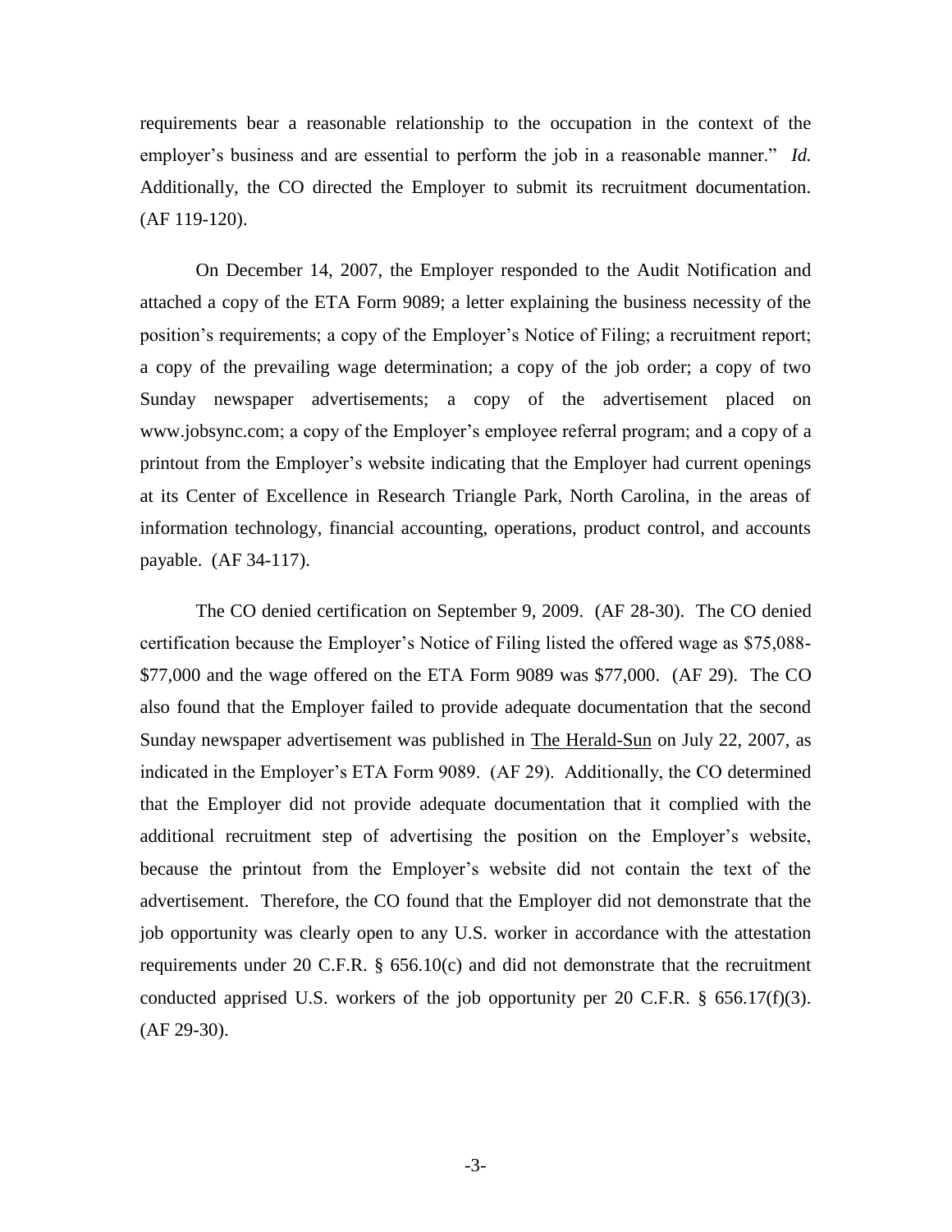requirements bear a reasonable relationship to the occupation in the context of the employer's business and are essential to perform the job in a reasonable manner." *Id.* Additionally, the CO directed the Employer to submit its recruitment documentation. (AF 119-120).

On December 14, 2007, the Employer responded to the Audit Notification and attached a copy of the ETA Form 9089; a letter explaining the business necessity of the position's requirements; a copy of the Employer's Notice of Filing; a recruitment report; a copy of the prevailing wage determination; a copy of the job order; a copy of two Sunday newspaper advertisements; a copy of the advertisement placed on www.jobsync.com; a copy of the Employer's employee referral program; and a copy of a printout from the Employer's website indicating that the Employer had current openings at its Center of Excellence in Research Triangle Park, North Carolina, in the areas of information technology, financial accounting, operations, product control, and accounts payable. (AF 34-117).

The CO denied certification on September 9, 2009. (AF 28-30). The CO denied certification because the Employer's Notice of Filing listed the offered wage as \$75,088-\$77,000 and the wage offered on the ETA Form 9089 was \$77,000. (AF 29). The CO also found that the Employer failed to provide adequate documentation that the second Sunday newspaper advertisement was published in <u>The Herald-Sun</u> on July 22, 2007, as indicated in the Employer's ETA Form 9089. (AF 29). Additionally, the CO determined that the Employer did not provide adequate documentation that it complied with the additional recruitment step of advertising the position on the Employer's website, because the printout from the Employer's website did not contain the text of the advertisement. Therefore, the CO found that the Employer did not demonstrate that the job opportunity was clearly open to any U.S. worker in accordance with the attestation requirements under 20 C.F.R. § 656.10(c) and did not demonstrate that the recruitment conducted apprised U.S. workers of the job opportunity per 20 C.F.R. § 656.17(f)(3). (AF 29-30).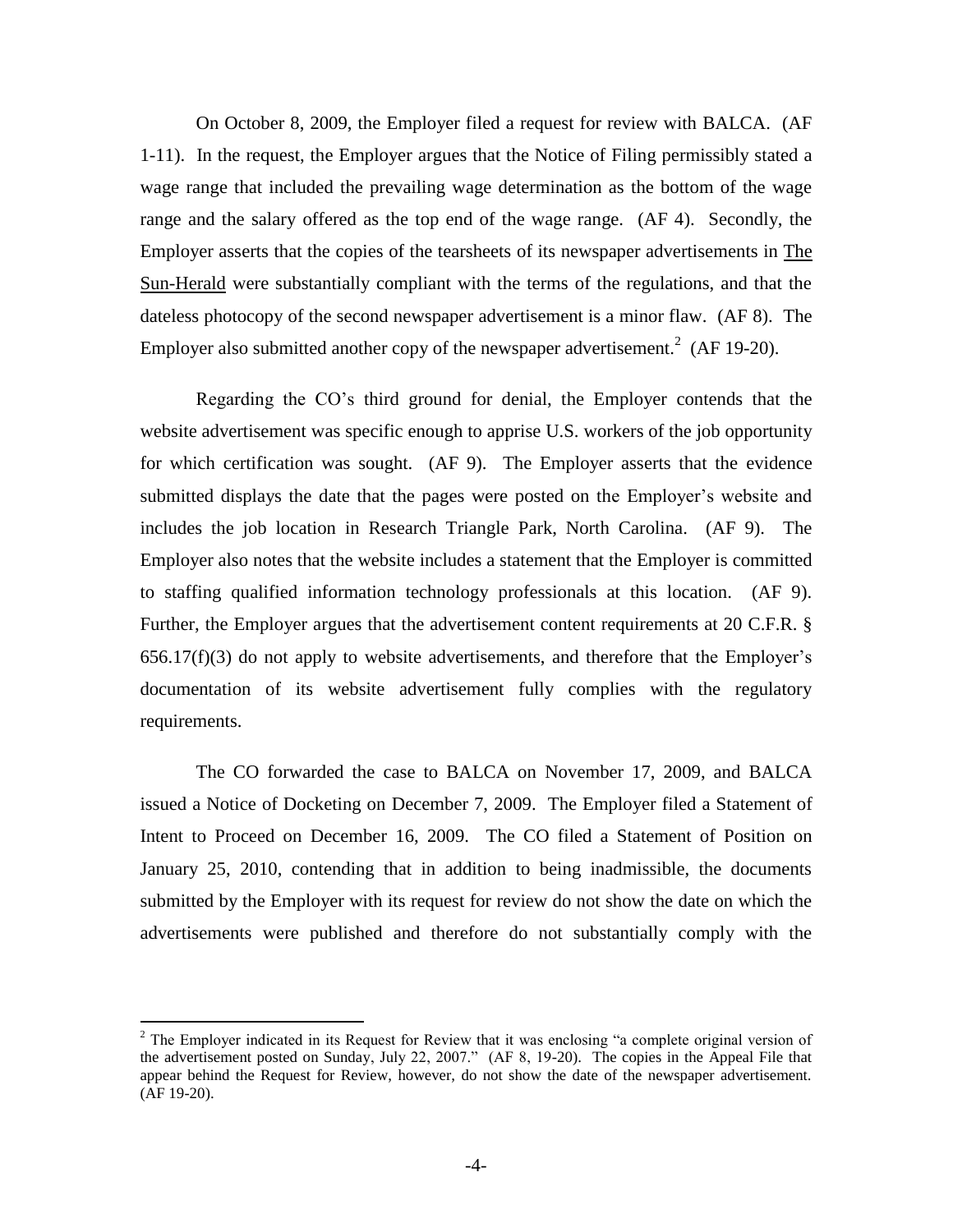On October 8, 2009, the Employer filed a request for review with BALCA. (AF 1-11). In the request, the Employer argues that the Notice of Filing permissibly stated a wage range that included the prevailing wage determination as the bottom of the wage range and the salary offered as the top end of the wage range. (AF 4). Secondly, the Employer asserts that the copies of the tearsheets of its newspaper advertisements in The Sun-Herald were substantially compliant with the terms of the regulations, and that the dateless photocopy of the second newspaper advertisement is a minor flaw. (AF 8). The Employer also submitted another copy of the newspaper advertisement.[2] (AF 19-20).

Regarding the CO's third ground for denial, the Employer contends that the website advertisement was specific enough to apprise U.S. workers of the job opportunity for which certification was sought. (AF 9). The Employer asserts that the evidence submitted displays the date that the pages were posted on the Employer's website and includes the job location in Research Triangle Park, North Carolina. (AF 9). The Employer also notes that the website includes a statement that the Employer is committed to staffing qualified information technology professionals at this location. (AF 9). Further, the Employer argues that the advertisement content requirements at 20 C.F.R. § 656.17(f)(3) do not apply to website advertisements, and therefore that the Employer's documentation of its website advertisement fully complies with the regulatory requirements.

The CO forwarded the case to BALCA on November 17, 2009, and BALCA issued a Notice of Docketing on December 7, 2009. The Employer filed a Statement of Intent to Proceed on December 16, 2009. The CO filed a Statement of Position on January 25, 2010, contending that in addition to being inadmissible, the documents submitted by the Employer with its request for review do not show the date on which the advertisements were published and therefore do not substantially comply with the

---

[2] The Employer indicated in its Request for Review that it was enclosing "a complete original version of the advertisement posted on Sunday, July 22, 2007." (AF 8, 19-20). The copies in the Appeal File that appear behind the Request for Review, however, do not show the date of the newspaper advertisement. (AF 19-20).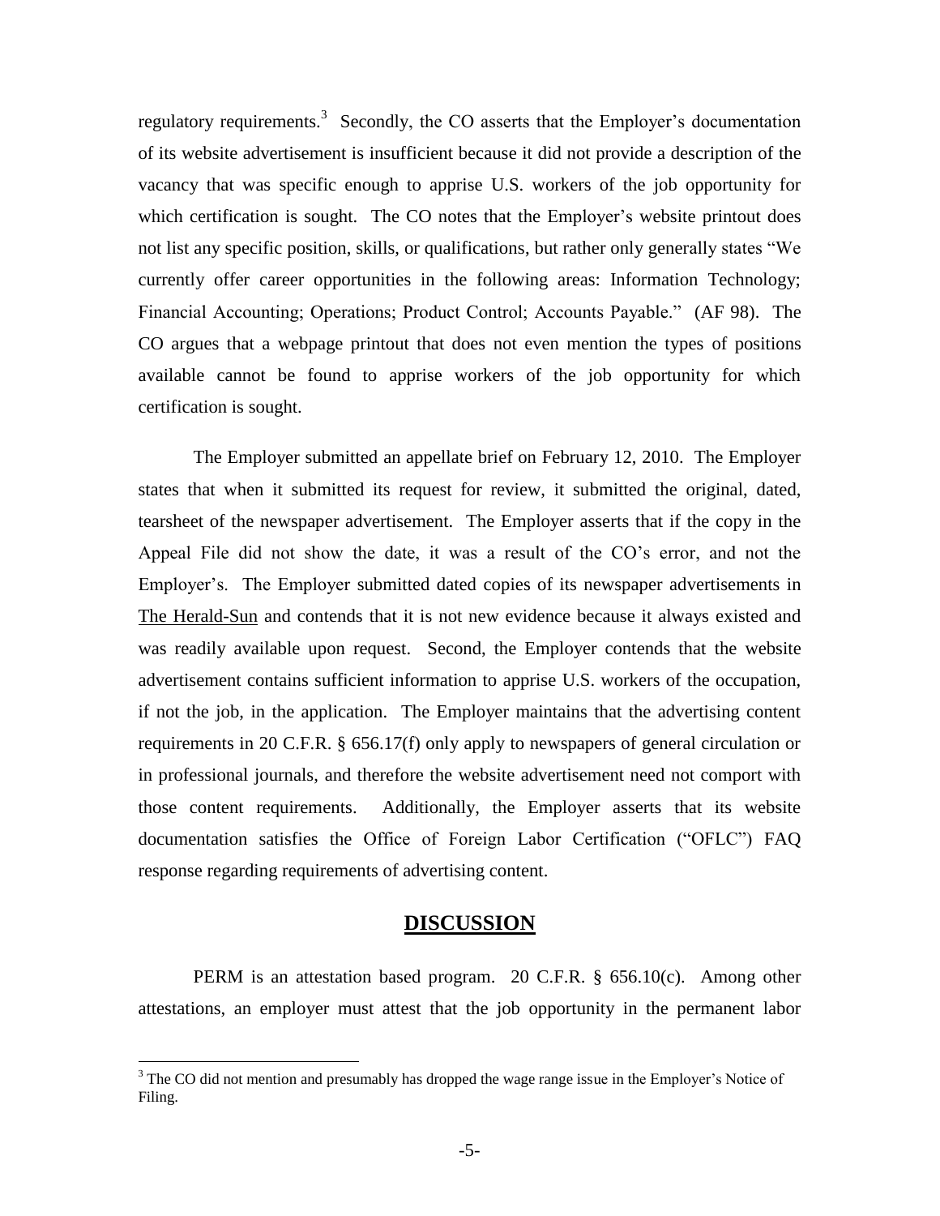regulatory requirements.[3] Secondly, the CO asserts that the Employer's documentation of its website advertisement is insufficient because it did not provide a description of the vacancy that was specific enough to apprise U.S. workers of the job opportunity for which certification is sought. The CO notes that the Employer's website printout does not list any specific position, skills, or qualifications, but rather only generally states "We currently offer career opportunities in the following areas: Information Technology; Financial Accounting; Operations; Product Control; Accounts Payable." (AF 98). The CO argues that a webpage printout that does not even mention the types of positions available cannot be found to apprise workers of the job opportunity for which certification is sought.

The Employer submitted an appellate brief on February 12, 2010. The Employer states that when it submitted its request for review, it submitted the original, dated, tearsheet of the newspaper advertisement. The Employer asserts that if the copy in the Appeal File did not show the date, it was a result of the CO's error, and not the Employer's. The Employer submitted dated copies of its newspaper advertisements in The Herald-Sun and contends that it is not new evidence because it always existed and was readily available upon request. Second, the Employer contends that the website advertisement contains sufficient information to apprise U.S. workers of the occupation, if not the job, in the application. The Employer maintains that the advertising content requirements in 20 C.F.R. § 656.17(f) only apply to newspapers of general circulation or in professional journals, and therefore the website advertisement need not comport with those content requirements. Additionally, the Employer asserts that its website documentation satisfies the Office of Foreign Labor Certification ("OFLC") FAQ response regarding requirements of advertising content.

## DISCUSSION

PERM is an attestation based program. 20 C.F.R. § 656.10(c). Among other attestations, an employer must attest that the job opportunity in the permanent labor

[3] The CO did not mention and presumably has dropped the wage range issue in the Employer's Notice of Filing.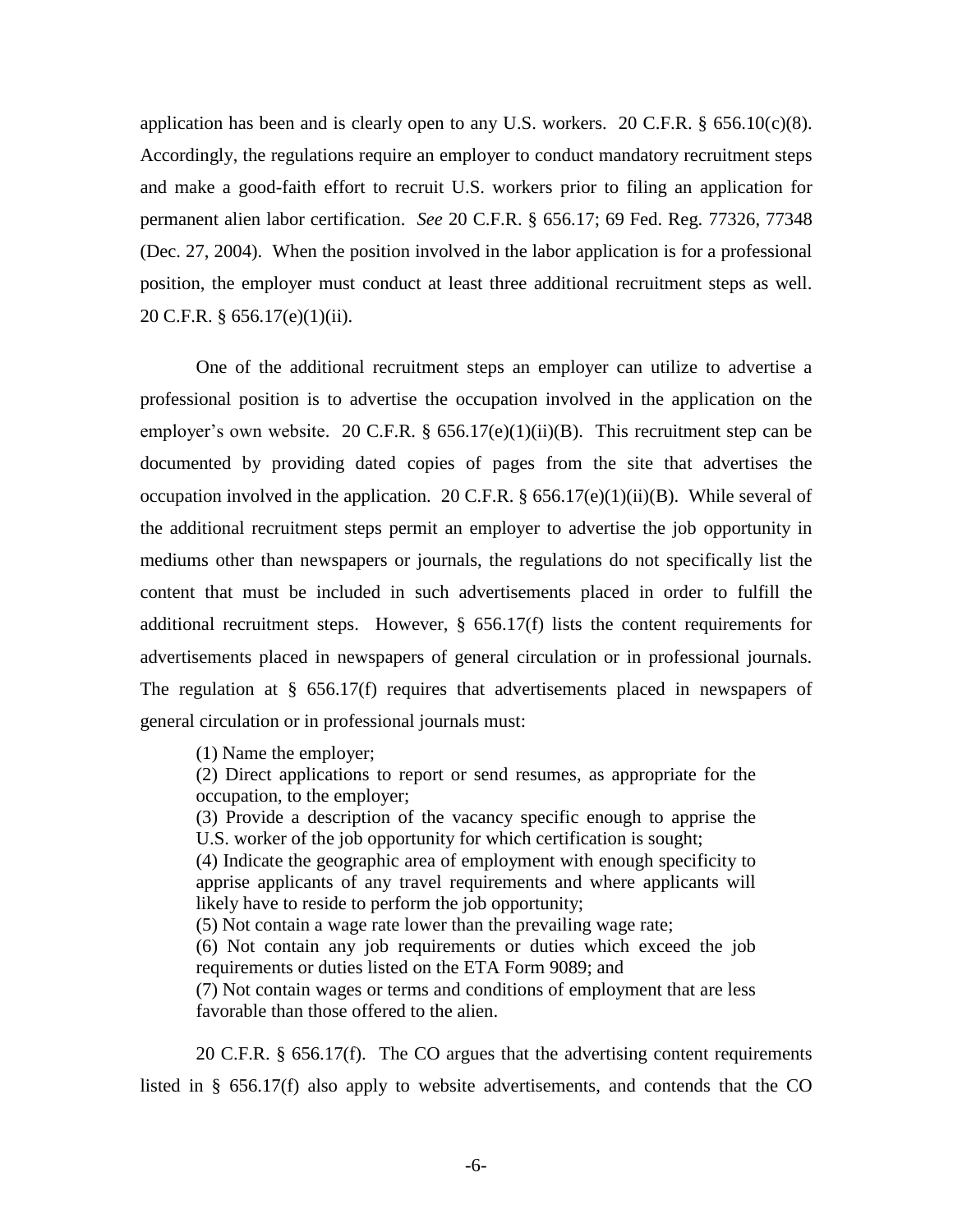application has been and is clearly open to any U.S. workers. 20 C.F.R. § 656.10(c)(8). Accordingly, the regulations require an employer to conduct mandatory recruitment steps and make a good-faith effort to recruit U.S. workers prior to filing an application for permanent alien labor certification. *See* 20 C.F.R. § 656.17; 69 Fed. Reg. 77326, 77348 (Dec. 27, 2004). When the position involved in the labor application is for a professional position, the employer must conduct at least three additional recruitment steps as well. 20 C.F.R. § 656.17(e)(1)(ii).

One of the additional recruitment steps an employer can utilize to advertise a professional position is to advertise the occupation involved in the application on the employer's own website. 20 C.F.R. § 656.17(e)(1)(ii)(B). This recruitment step can be documented by providing dated copies of pages from the site that advertises the occupation involved in the application. 20 C.F.R. § 656.17(e)(1)(ii)(B). While several of the additional recruitment steps permit an employer to advertise the job opportunity in mediums other than newspapers or journals, the regulations do not specifically list the content that must be included in such advertisements placed in order to fulfill the additional recruitment steps. However, § 656.17(f) lists the content requirements for advertisements placed in newspapers of general circulation or in professional journals. The regulation at § 656.17(f) requires that advertisements placed in newspapers of general circulation or in professional journals must:

> (1) Name the employer;
> (2) Direct applications to report or send resumes, as appropriate for the occupation, to the employer;
> (3) Provide a description of the vacancy specific enough to apprise the U.S. worker of the job opportunity for which certification is sought;
> (4) Indicate the geographic area of employment with enough specificity to apprise applicants of any travel requirements and where applicants will likely have to reside to perform the job opportunity;
> (5) Not contain a wage rate lower than the prevailing wage rate;
> (6) Not contain any job requirements or duties which exceed the job requirements or duties listed on the ETA Form 9089; and
> (7) Not contain wages or terms and conditions of employment that are less favorable than those offered to the alien.

20 C.F.R. § 656.17(f). The CO argues that the advertising content requirements listed in § 656.17(f) also apply to website advertisements, and contends that the CO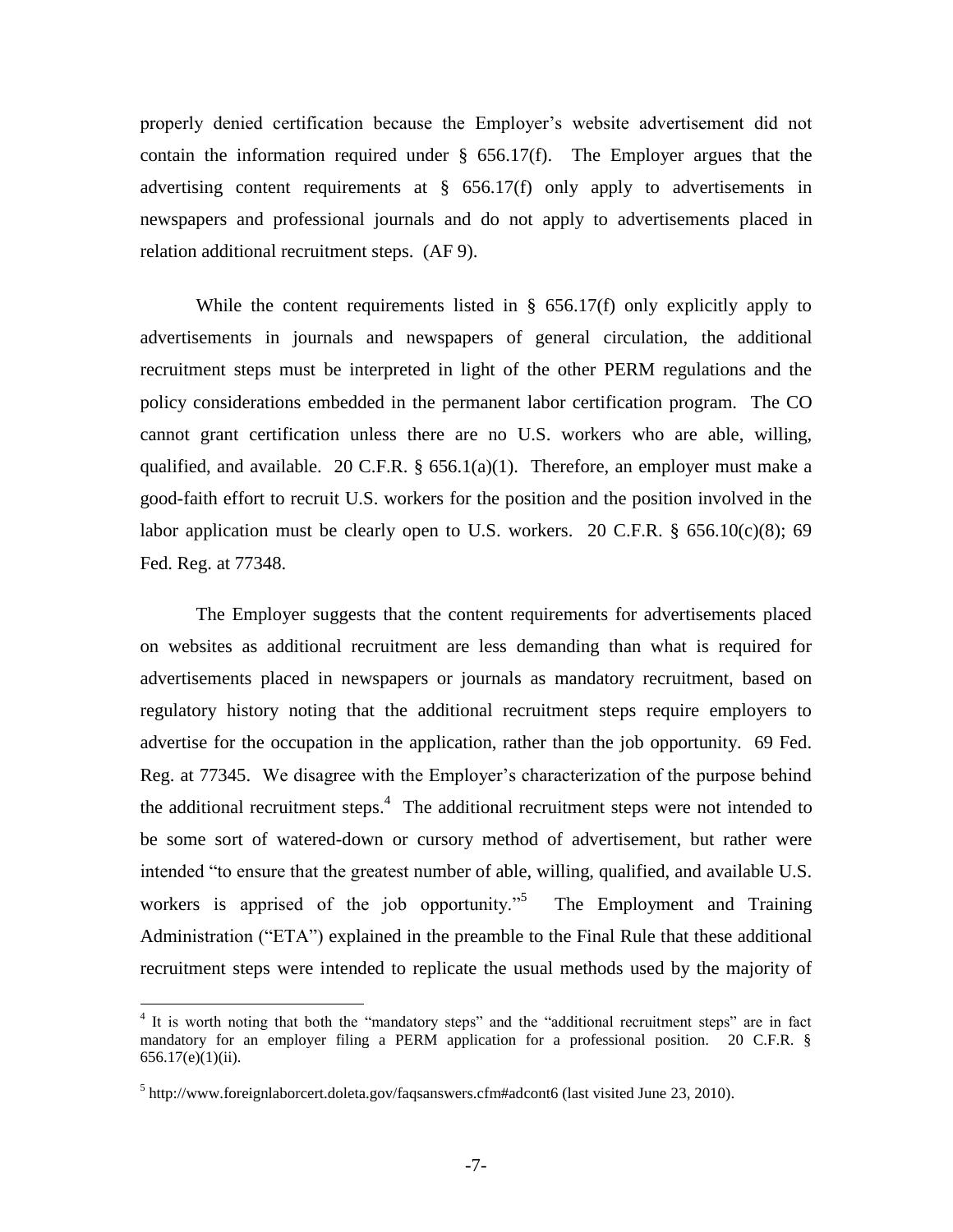properly denied certification because the Employer's website advertisement did not contain the information required under § 656.17(f). The Employer argues that the advertising content requirements at § 656.17(f) only apply to advertisements in newspapers and professional journals and do not apply to advertisements placed in relation additional recruitment steps. (AF 9).

While the content requirements listed in § 656.17(f) only explicitly apply to advertisements in journals and newspapers of general circulation, the additional recruitment steps must be interpreted in light of the other PERM regulations and the policy considerations embedded in the permanent labor certification program. The CO cannot grant certification unless there are no U.S. workers who are able, willing, qualified, and available. 20 C.F.R. § 656.1(a)(1). Therefore, an employer must make a good-faith effort to recruit U.S. workers for the position and the position involved in the labor application must be clearly open to U.S. workers. 20 C.F.R. § 656.10(c)(8); 69 Fed. Reg. at 77348.

The Employer suggests that the content requirements for advertisements placed on websites as additional recruitment are less demanding than what is required for advertisements placed in newspapers or journals as mandatory recruitment, based on regulatory history noting that the additional recruitment steps require employers to advertise for the occupation in the application, rather than the job opportunity. 69 Fed. Reg. at 77345. We disagree with the Employer's characterization of the purpose behind the additional recruitment steps.[4] The additional recruitment steps were not intended to be some sort of watered-down or cursory method of advertisement, but rather were intended "to ensure that the greatest number of able, willing, qualified, and available U.S. workers is apprised of the job opportunity."[5] The Employment and Training Administration ("ETA") explained in the preamble to the Final Rule that these additional recruitment steps were intended to replicate the usual methods used by the majority of

---

[4] It is worth noting that both the "mandatory steps" and the "additional recruitment steps" are in fact mandatory for an employer filing a PERM application for a professional position. 20 C.F.R. § 656.17(e)(1)(ii).

[5] http://www.foreignlaborcert.doleta.gov/faqsanswers.cfm#adcont6 (last visited June 23, 2010).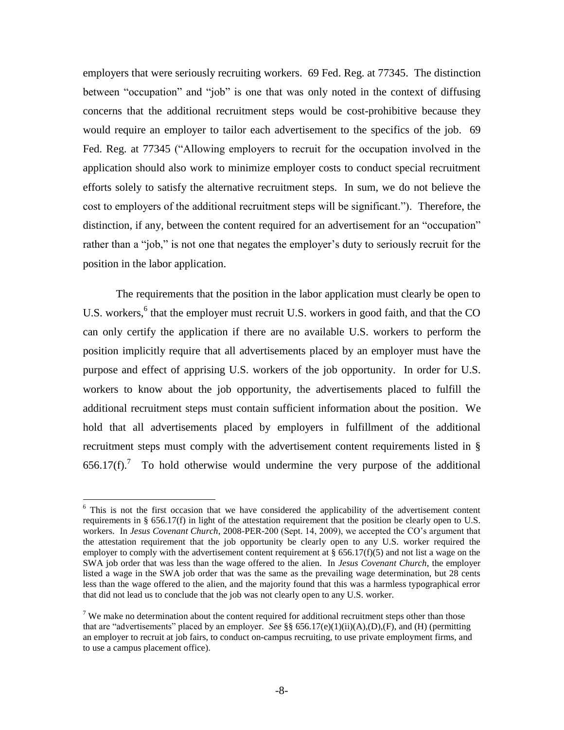employers that were seriously recruiting workers. 69 Fed. Reg. at 77345. The distinction between "occupation" and "job" is one that was only noted in the context of diffusing concerns that the additional recruitment steps would be cost-prohibitive because they would require an employer to tailor each advertisement to the specifics of the job. 69 Fed. Reg. at 77345 ("Allowing employers to recruit for the occupation involved in the application should also work to minimize employer costs to conduct special recruitment efforts solely to satisfy the alternative recruitment steps. In sum, we do not believe the cost to employers of the additional recruitment steps will be significant."). Therefore, the distinction, if any, between the content required for an advertisement for an "occupation" rather than a "job," is not one that negates the employer's duty to seriously recruit for the position in the labor application.

The requirements that the position in the labor application must clearly be open to U.S. workers,[6] that the employer must recruit U.S. workers in good faith, and that the CO can only certify the application if there are no available U.S. workers to perform the position implicitly require that all advertisements placed by an employer must have the purpose and effect of apprising U.S. workers of the job opportunity. In order for U.S. workers to know about the job opportunity, the advertisements placed to fulfill the additional recruitment steps must contain sufficient information about the position. We hold that all advertisements placed by employers in fulfillment of the additional recruitment steps must comply with the advertisement content requirements listed in § 656.17(f).[7] To hold otherwise would undermine the very purpose of the additional

[6] This is not the first occasion that we have considered the applicability of the advertisement content requirements in § 656.17(f) in light of the attestation requirement that the position be clearly open to U.S. workers. In *Jesus Covenant Church*, 2008-PER-200 (Sept. 14, 2009), we accepted the CO's argument that the attestation requirement that the job opportunity be clearly open to any U.S. worker required the employer to comply with the advertisement content requirement at § 656.17(f)(5) and not list a wage on the SWA job order that was less than the wage offered to the alien. In *Jesus Covenant Church*, the employer listed a wage in the SWA job order that was the same as the prevailing wage determination, but 28 cents less than the wage offered to the alien, and the majority found that this was a harmless typographical error that did not lead us to conclude that the job was not clearly open to any U.S. worker.

[7] We make no determination about the content required for additional recruitment steps other than those that are "advertisements" placed by an employer. *See* §§ 656.17(e)(1)(ii)(A),(D),(F), and (H) (permitting an employer to recruit at job fairs, to conduct on-campus recruiting, to use private employment firms, and to use a campus placement office).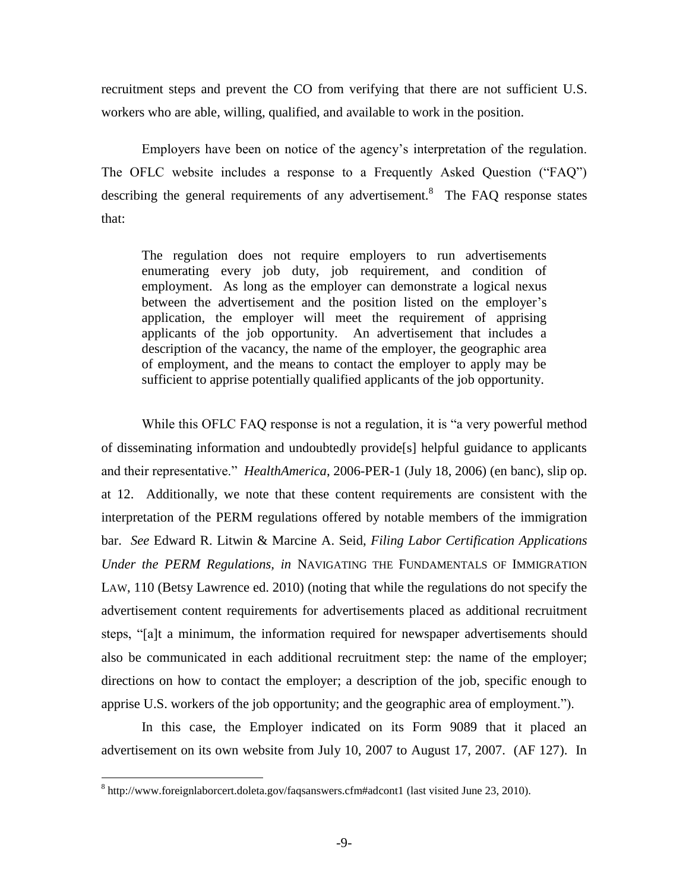recruitment steps and prevent the CO from verifying that there are not sufficient U.S. workers who are able, willing, qualified, and available to work in the position.

Employers have been on notice of the agency's interpretation of the regulation. The OFLC website includes a response to a Frequently Asked Question ("FAQ") describing the general requirements of any advertisement.[8] The FAQ response states that:

> The regulation does not require employers to run advertisements enumerating every job duty, job requirement, and condition of employment. As long as the employer can demonstrate a logical nexus between the advertisement and the position listed on the employer's application, the employer will meet the requirement of apprising applicants of the job opportunity. An advertisement that includes a description of the vacancy, the name of the employer, the geographic area of employment, and the means to contact the employer to apply may be sufficient to apprise potentially qualified applicants of the job opportunity.

While this OFLC FAQ response is not a regulation, it is "a very powerful method of disseminating information and undoubtedly provide[s] helpful guidance to applicants and their representative." *HealthAmerica*, 2006-PER-1 (July 18, 2006) (en banc), slip op. at 12. Additionally, we note that these content requirements are consistent with the interpretation of the PERM regulations offered by notable members of the immigration bar. *See* Edward R. Litwin & Marcine A. Seid, *Filing Labor Certification Applications Under the PERM Regulations, in* NAVIGATING THE FUNDAMENTALS OF IMMIGRATION LAW, 110 (Betsy Lawrence ed. 2010) (noting that while the regulations do not specify the advertisement content requirements for advertisements placed as additional recruitment steps, "[a]t a minimum, the information required for newspaper advertisements should also be communicated in each additional recruitment step: the name of the employer; directions on how to contact the employer; a description of the job, specific enough to apprise U.S. workers of the job opportunity; and the geographic area of employment.").

In this case, the Employer indicated on its Form 9089 that it placed an advertisement on its own website from July 10, 2007 to August 17, 2007. (AF 127). In

---

[8] http://www.foreignlaborcert.doleta.gov/faqsanswers.cfm#adcont1 (last visited June 23, 2010).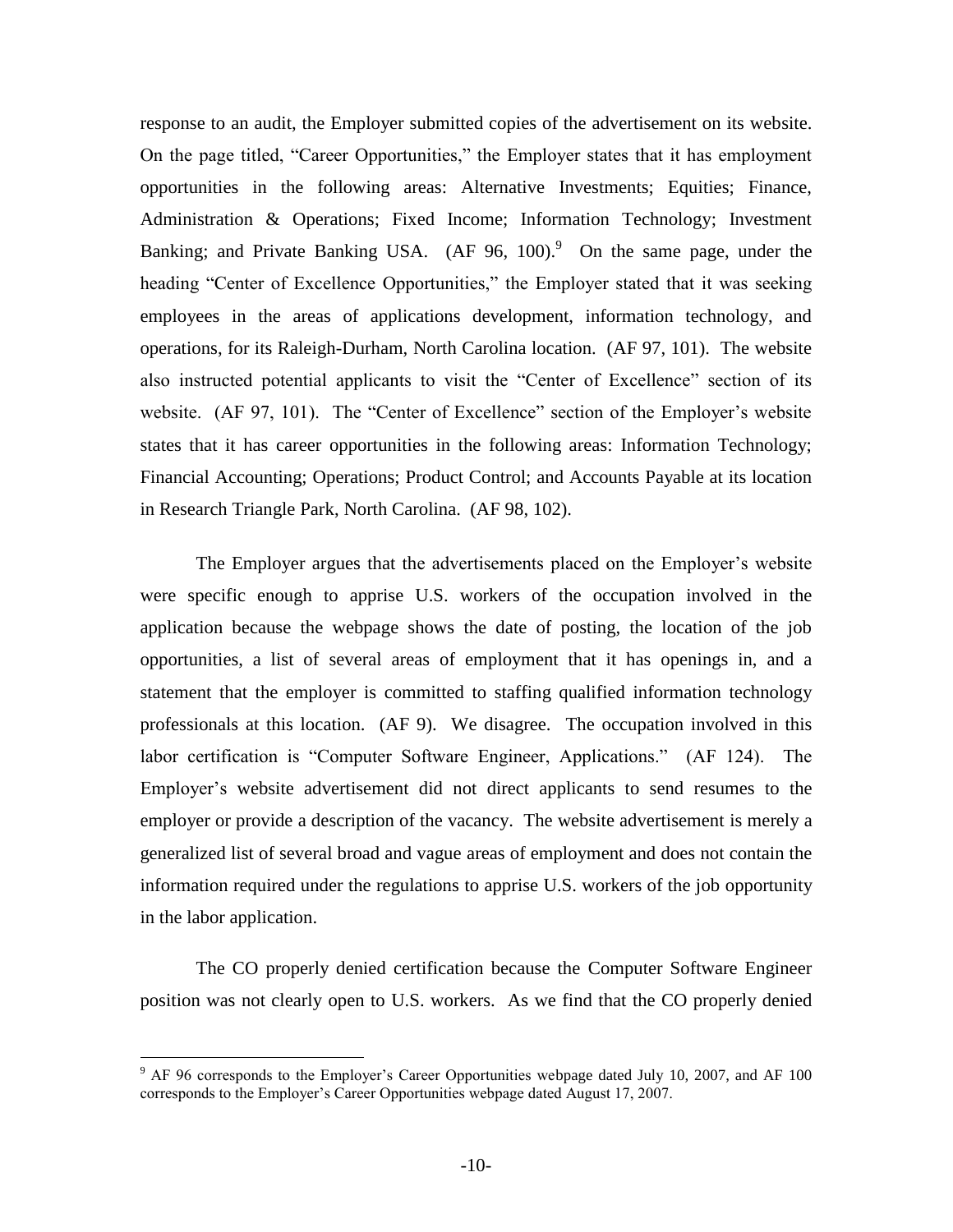response to an audit, the Employer submitted copies of the advertisement on its website. On the page titled, "Career Opportunities," the Employer states that it has employment opportunities in the following areas: Alternative Investments; Equities; Finance, Administration & Operations; Fixed Income; Information Technology; Investment Banking; and Private Banking USA. (AF 96, 100).[9] On the same page, under the heading "Center of Excellence Opportunities," the Employer stated that it was seeking employees in the areas of applications development, information technology, and operations, for its Raleigh-Durham, North Carolina location. (AF 97, 101). The website also instructed potential applicants to visit the "Center of Excellence" section of its website. (AF 97, 101). The "Center of Excellence" section of the Employer's website states that it has career opportunities in the following areas: Information Technology; Financial Accounting; Operations; Product Control; and Accounts Payable at its location in Research Triangle Park, North Carolina. (AF 98, 102).

The Employer argues that the advertisements placed on the Employer's website were specific enough to apprise U.S. workers of the occupation involved in the application because the webpage shows the date of posting, the location of the job opportunities, a list of several areas of employment that it has openings in, and a statement that the employer is committed to staffing qualified information technology professionals at this location. (AF 9). We disagree. The occupation involved in this labor certification is "Computer Software Engineer, Applications." (AF 124). The Employer's website advertisement did not direct applicants to send resumes to the employer or provide a description of the vacancy. The website advertisement is merely a generalized list of several broad and vague areas of employment and does not contain the information required under the regulations to apprise U.S. workers of the job opportunity in the labor application.

The CO properly denied certification because the Computer Software Engineer position was not clearly open to U.S. workers. As we find that the CO properly denied

---

[9] AF 96 corresponds to the Employer's Career Opportunities webpage dated July 10, 2007, and AF 100 corresponds to the Employer's Career Opportunities webpage dated August 17, 2007.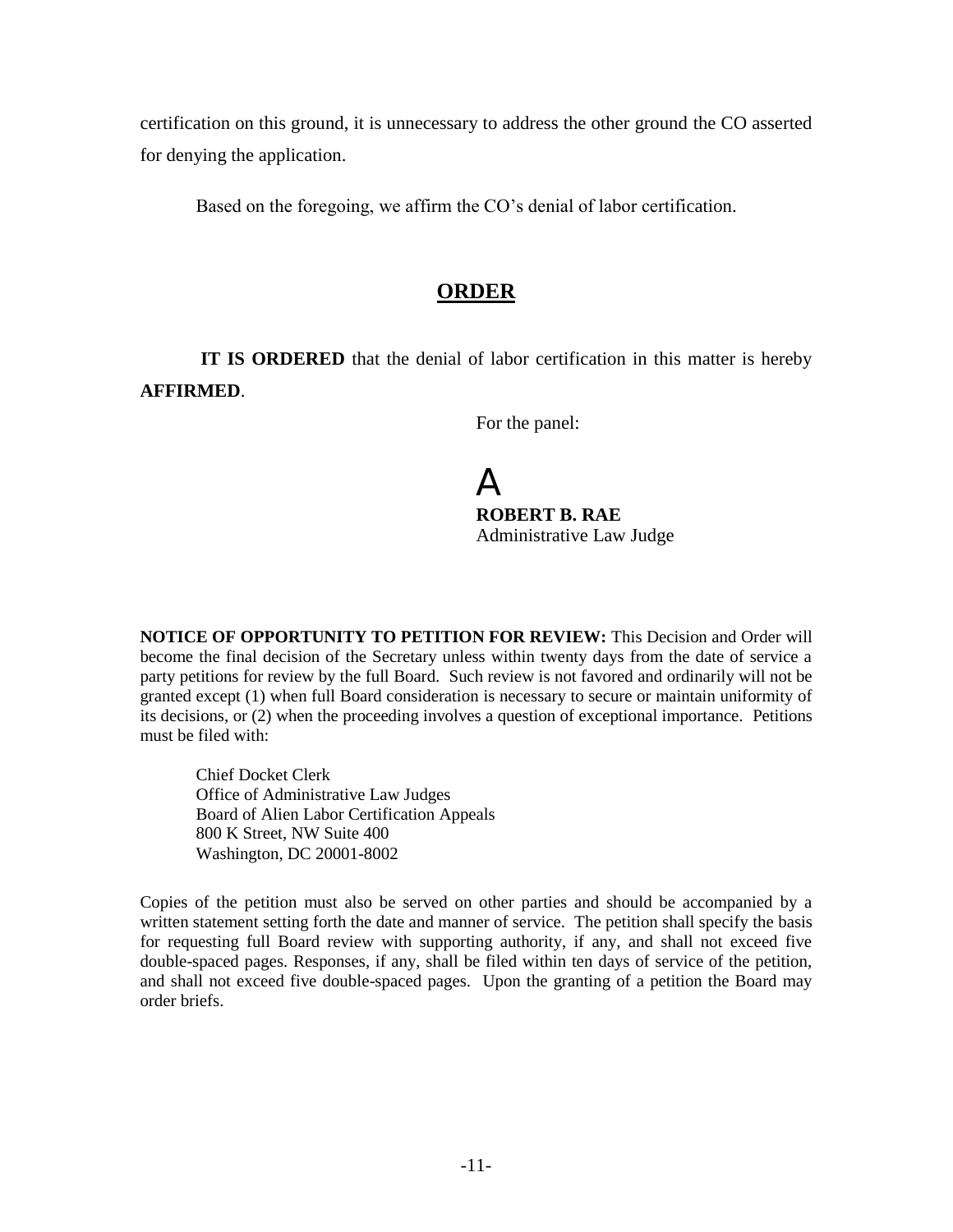certification on this ground, it is unnecessary to address the other ground the CO asserted for denying the application.

Based on the foregoing, we affirm the CO's denial of labor certification.

## ORDER

**IT IS ORDERED** that the denial of labor certification in this matter is hereby **AFFIRMED**.

For the panel:

A

**ROBERT B. RAE**
Administrative Law Judge

**NOTICE OF OPPORTUNITY TO PETITION FOR REVIEW:** This Decision and Order will become the final decision of the Secretary unless within twenty days from the date of service a party petitions for review by the full Board. Such review is not favored and ordinarily will not be granted except (1) when full Board consideration is necessary to secure or maintain uniformity of its decisions, or (2) when the proceeding involves a question of exceptional importance. Petitions must be filed with:

Chief Docket Clerk
Office of Administrative Law Judges
Board of Alien Labor Certification Appeals
800 K Street, NW Suite 400
Washington, DC 20001-8002

Copies of the petition must also be served on other parties and should be accompanied by a written statement setting forth the date and manner of service. The petition shall specify the basis for requesting full Board review with supporting authority, if any, and shall not exceed five double-spaced pages. Responses, if any, shall be filed within ten days of service of the petition, and shall not exceed five double-spaced pages. Upon the granting of a petition the Board may order briefs.